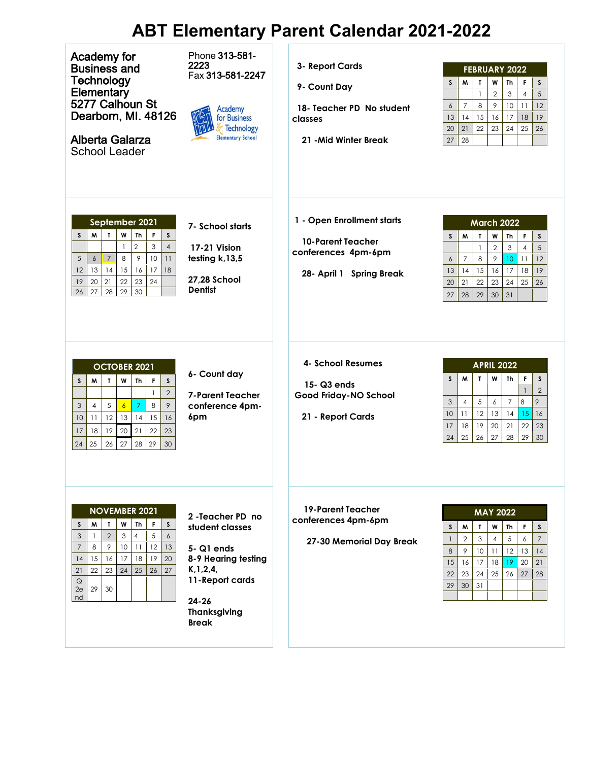# ABT Elementary Parent Calendar 2021-2022

**Academy for Business and Technology Elementary**
**5277 Calhoun St**
**Dearborn, MI. 48126**

**Alberta Galarza**
School Leader

Phone **313-581-2223**
Fax **313-581-2247**

| September 2021 | | | | | | |
|---|---|---|---|---|---|---|
| S | M | T | W | Th | F | S |
| | | | 1 | 2 | 3 | 4 |
| 5 | 6 | 7 | 8 | 9 | 10 | 11 |
| 12 | 13 | 14 | 15 | 16 | 17 | 18 |
| 19 | 20 | 21 | 22 | 23 | 24 | |
| 26 | 27 | 28 | 29 | 30 | | |

7- School starts

17-21 Vision testing k,13,5

27,28 School Dentist

| OCTOBER 2021 | | | | | | |
|---|---|---|---|---|---|---|
| S | M | T | W | Th | F | S |
| | | | | | 1 | 2 |
| 3 | 4 | 5 | 6 | 7 | 8 | 9 |
| 10 | 11 | 12 | 13 | 14 | 15 | 16 |
| 17 | 18 | 19 | 20 | 21 | 22 | 23 |
| 24 | 25 | 26 | 27 | 28 | 29 | 30 |

6- Count day

7-Parent Teacher conference 4pm-6pm

| NOVEMBER 2021 | | | | | | |
|---|---|---|---|---|---|---|
| S | M | T | W | Th | F | S |
| 3 | 1 | 2 | 3 | 4 | 5 | 6 |
| 7 | 8 | 9 | 10 | 11 | 12 | 13 |
| 14 | 15 | 16 | 17 | 18 | 19 | 20 |
| 21 | 22 | 23 | 24 | 25 | 26 | 27 |
| Q 2e nd | 29 | 30 | | | | |

2 -Teacher PD no student classes

5- Q1 ends
8-9 Hearing testing K,1,2,4,
11-Report cards

24-26 Thanksgiving Break

3- Report Cards

9- Count Day

18- Teacher PD No student classes

21 -Mid Winter Break

| FEBRUARY 2022 | | | | | | |
|---|---|---|---|---|---|---|
| S | M | T | W | Th | F | S |
| | | 1 | 2 | 3 | 4 | 5 |
| 6 | 7 | 8 | 9 | 10 | 11 | 12 |
| 13 | 14 | 15 | 16 | 17 | 18 | 19 |
| 20 | 21 | 22 | 23 | 24 | 25 | 26 |
| 27 | 28 | | | | | |

1 - Open Enrollment starts

10-Parent Teacher conferences 4pm-6pm

28- April 1 Spring Break

| March 2022 | | | | | | |
|---|---|---|---|---|---|---|
| S | M | T | W | Th | F | S |
| | | 1 | 2 | 3 | 4 | 5 |
| 6 | 7 | 8 | 9 | 10 | 11 | 12 |
| 13 | 14 | 15 | 16 | 17 | 18 | 19 |
| 20 | 21 | 22 | 23 | 24 | 25 | 26 |
| 27 | 28 | 29 | 30 | 31 | | |

4- School Resumes

15- Q3 ends
Good Friday-NO School

21 - Report Cards

| APRIL 2022 | | | | | | |
|---|---|---|---|---|---|---|
| S | M | T | W | Th | F | S |
| | | | | | 1 | 2 |
| 3 | 4 | 5 | 6 | 7 | 8 | 9 |
| 10 | 11 | 12 | 13 | 14 | 15 | 16 |
| 17 | 18 | 19 | 20 | 21 | 22 | 23 |
| 24 | 25 | 26 | 27 | 28 | 29 | 30 |

19-Parent Teacher conferences 4pm-6pm

27-30 Memorial Day Break

| MAY 2022 | | | | | | |
|---|---|---|---|---|---|---|
| S | M | T | W | Th | F | S |
| 1 | 2 | 3 | 4 | 5 | 6 | 7 |
| 8 | 9 | 10 | 11 | 12 | 13 | 14 |
| 15 | 16 | 17 | 18 | 19 | 20 | 21 |
| 22 | 23 | 24 | 25 | 26 | 27 | 28 |
| 29 | 30 | 31 | | | | |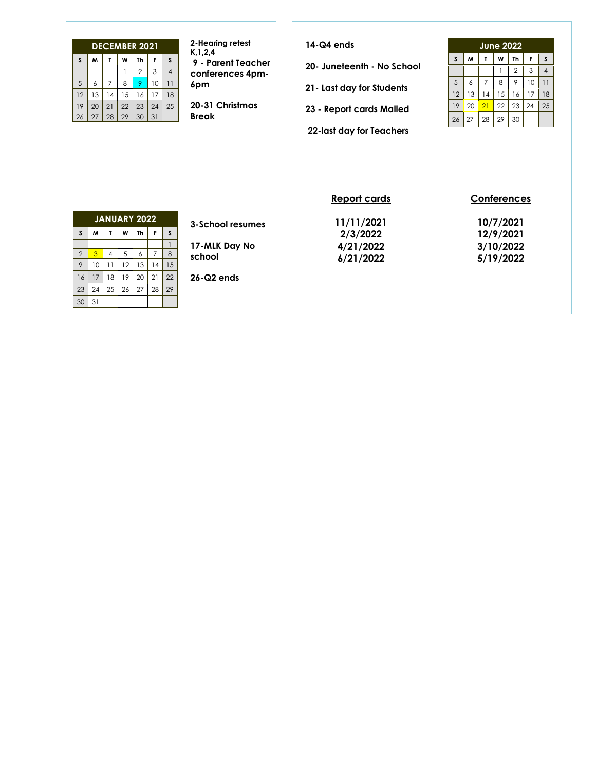## DECEMBER 2021

| S | M | T | W | Th | F | S |
|---|---|---|---|---|---|---|
| | | | 1 | 2 | 3 | 4 |
| 5 | 6 | 7 | 8 | 9 | 10 | 11 |
| 12 | 13 | 14 | 15 | 16 | 17 | 18 |
| 19 | 20 | 21 | 22 | 23 | 24 | 25 |
| 26 | 27 | 28 | 29 | 30 | 31 | |

**2-Hearing retest K,1,2,4**

**9 - Parent Teacher conferences 4pm-6pm**

**20-31 Christmas Break**

## JANUARY 2022

| S | M | T | W | Th | F | S |
|---|---|---|---|---|---|---|
| | | | | | | 1 |
| 2 | 3 | 4 | 5 | 6 | 7 | 8 |
| 9 | 10 | 11 | 12 | 13 | 14 | 15 |
| 16 | 17 | 18 | 19 | 20 | 21 | 22 |
| 23 | 24 | 25 | 26 | 27 | 28 | 29 |
| 30 | 31 | | | | | |

**3-School resumes**

**17-MLK Day No school**

**26-Q2 ends**

**14-Q4 ends**

**20- Juneteenth - No School**

**21- Last day for Students**

**23 - Report cards Mailed**

**22-last day for Teachers**

## June 2022

| S | M | T | W | Th | F | S |
|---|---|---|---|---|---|---|
| | | | 1 | 2 | 3 | 4 |
| 5 | 6 | 7 | 8 | 9 | 10 | 11 |
| 12 | 13 | 14 | 15 | 16 | 17 | 18 |
| 19 | 20 | 21 | 22 | 23 | 24 | 25 |
| 26 | 27 | 28 | 29 | 30 | | |

| Report cards | Conferences |
|---|---|
| 11/11/2021 | 10/7/2021 |
| 2/3/2022 | 12/9/2021 |
| 4/21/2022 | 3/10/2022 |
| 6/21/2022 | 5/19/2022 |